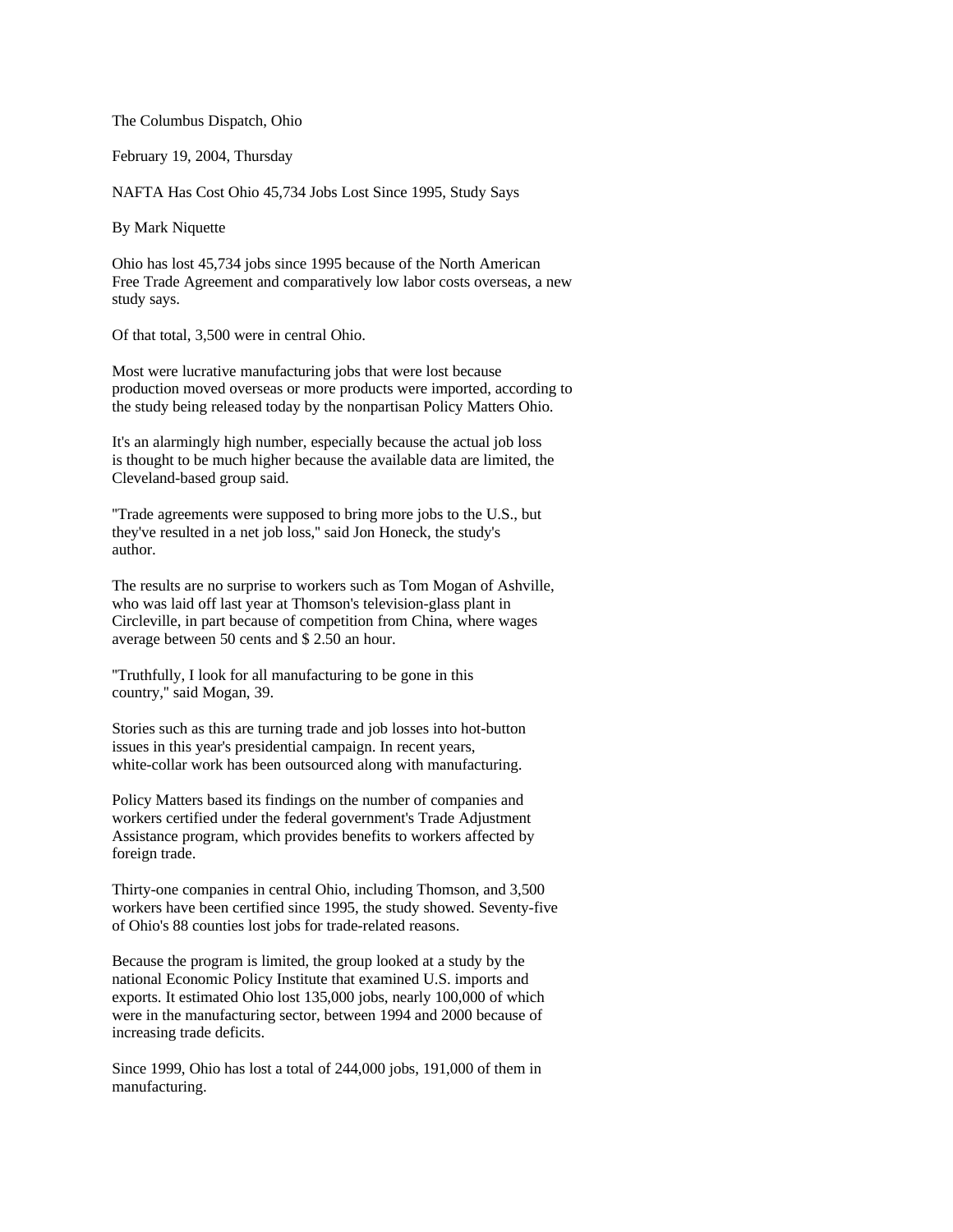The Columbus Dispatch, Ohio

February 19, 2004, Thursday

# NAFTA Has Cost Ohio 45,734 Jobs Lost Since 1995, Study Says

By Mark Niquette

Ohio has lost 45,734 jobs since 1995 because of the North American Free Trade Agreement and comparatively low labor costs overseas, a new study says.

Of that total, 3,500 were in central Ohio.

Most were lucrative manufacturing jobs that were lost because production moved overseas or more products were imported, according to the study being released today by the nonpartisan Policy Matters Ohio.

It's an alarmingly high number, especially because the actual job loss is thought to be much higher because the available data are limited, the Cleveland-based group said.

"Trade agreements were supposed to bring more jobs to the U.S., but they've resulted in a net job loss," said Jon Honeck, the study's author.

The results are no surprise to workers such as Tom Mogan of Ashville, who was laid off last year at Thomson's television-glass plant in Circleville, in part because of competition from China, where wages average between 50 cents and $ 2.50 an hour.

"Truthfully, I look for all manufacturing to be gone in this country," said Mogan, 39.

Stories such as this are turning trade and job losses into hot-button issues in this year's presidential campaign. In recent years, white-collar work has been outsourced along with manufacturing.

Policy Matters based its findings on the number of companies and workers certified under the federal government's Trade Adjustment Assistance program, which provides benefits to workers affected by foreign trade.

Thirty-one companies in central Ohio, including Thomson, and 3,500 workers have been certified since 1995, the study showed. Seventy-five of Ohio's 88 counties lost jobs for trade-related reasons.

Because the program is limited, the group looked at a study by the national Economic Policy Institute that examined U.S. imports and exports. It estimated Ohio lost 135,000 jobs, nearly 100,000 of which were in the manufacturing sector, between 1994 and 2000 because of increasing trade deficits.

Since 1999, Ohio has lost a total of 244,000 jobs, 191,000 of them in manufacturing.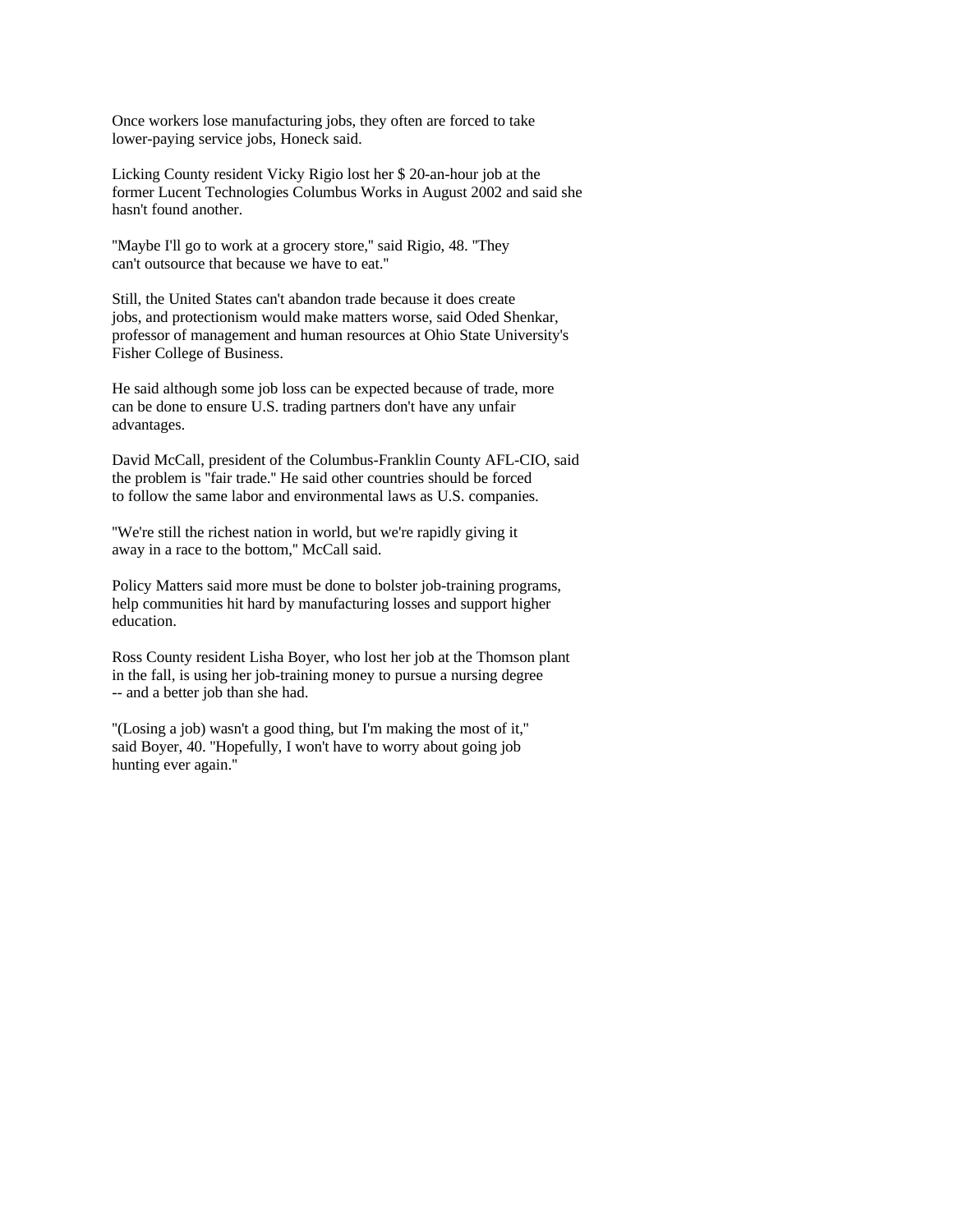Once workers lose manufacturing jobs, they often are forced to take lower-paying service jobs, Honeck said.

Licking County resident Vicky Rigio lost her $ 20-an-hour job at the former Lucent Technologies Columbus Works in August 2002 and said she hasn't found another.

"Maybe I'll go to work at a grocery store," said Rigio, 48. "They can't outsource that because we have to eat."

Still, the United States can't abandon trade because it does create jobs, and protectionism would make matters worse, said Oded Shenkar, professor of management and human resources at Ohio State University's Fisher College of Business.

He said although some job loss can be expected because of trade, more can be done to ensure U.S. trading partners don't have any unfair advantages.

David McCall, president of the Columbus-Franklin County AFL-CIO, said the problem is "fair trade." He said other countries should be forced to follow the same labor and environmental laws as U.S. companies.

"We're still the richest nation in world, but we're rapidly giving it away in a race to the bottom," McCall said.

Policy Matters said more must be done to bolster job-training programs, help communities hit hard by manufacturing losses and support higher education.

Ross County resident Lisha Boyer, who lost her job at the Thomson plant in the fall, is using her job-training money to pursue a nursing degree -- and a better job than she had.

"(Losing a job) wasn't a good thing, but I'm making the most of it," said Boyer, 40. "Hopefully, I won't have to worry about going job hunting ever again."